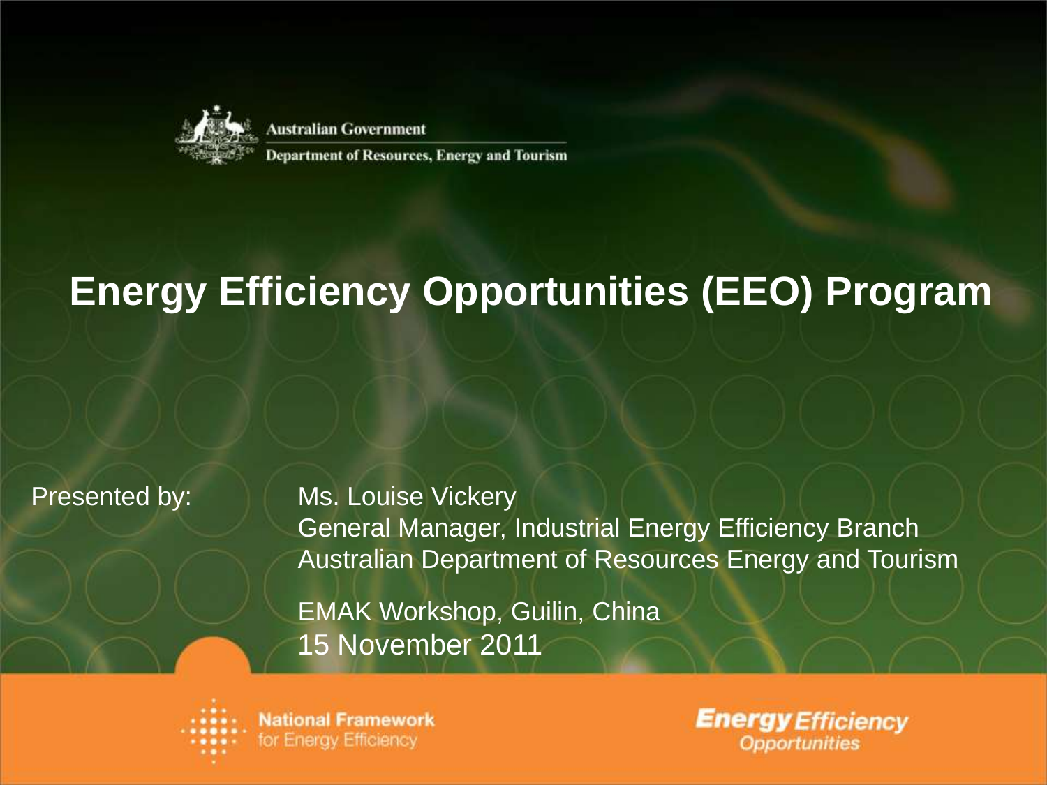Australian Government

Department of Resources, Energy and Tourism

# Energy Efficiency Opportunities (EEO) Program

Presented by:

Ms. Louise Vickery
General Manager, Industrial Energy Efficiency Branch
Australian Department of Resources Energy and Tourism

EMAK Workshop, Guilin, China
15 November 2011

National Framework for Energy Efficiency

Energy Efficiency Opportunities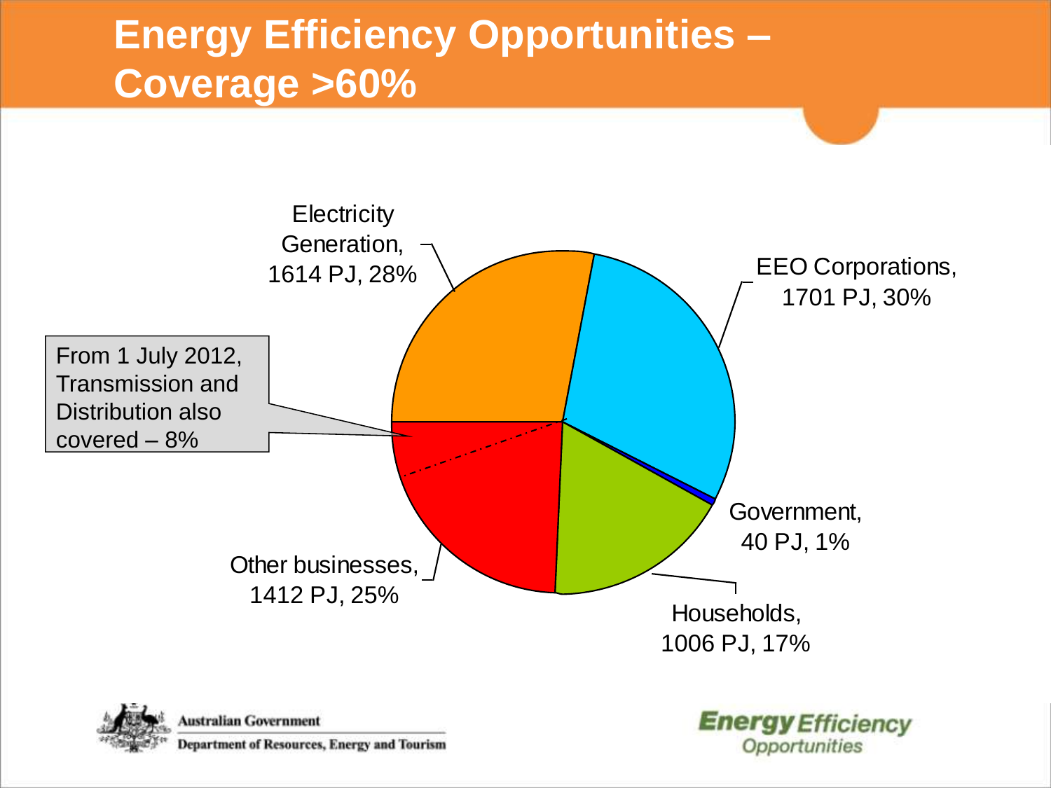# Energy Efficiency Opportunities – Coverage >60%

Electricity Generation, 1614 PJ, 28%

EEO Corporations, 1701 PJ, 30%

From 1 July 2012, Transmission and Distribution also covered – 8%

Government, 40 PJ, 1%

Other businesses, 1412 PJ, 25%

Households, 1006 PJ, 17%

Australian Government

Department of Resources, Energy and Tourism

Energy Efficiency Opportunities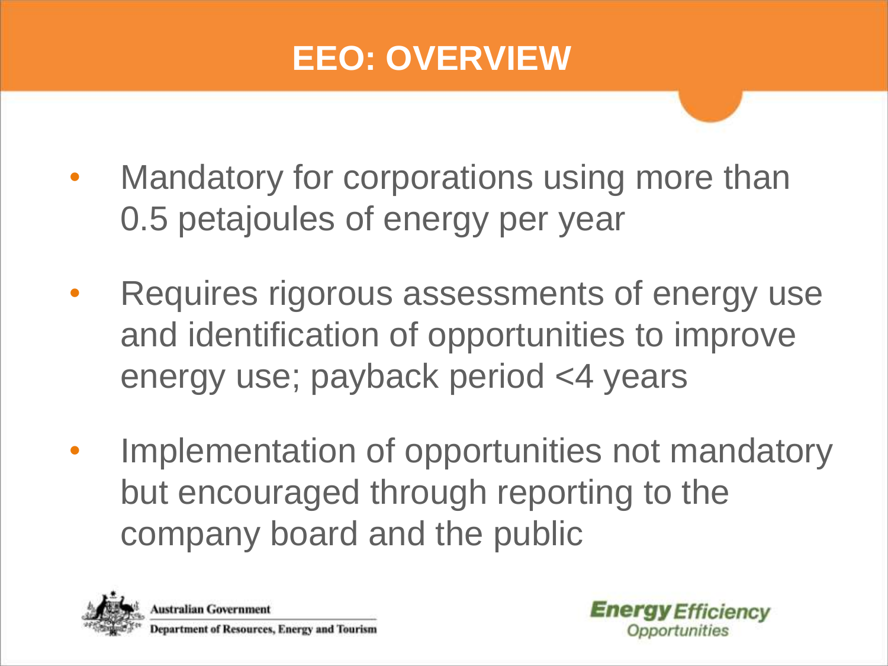# EEO: OVERVIEW

- Mandatory for corporations using more than 0.5 petajoules of energy per year
- Requires rigorous assessments of energy use and identification of opportunities to improve energy use; payback period <4 years
- Implementation of opportunities not mandatory but encouraged through reporting to the company board and the public

Australian Government
Department of Resources, Energy and Tourism

**Energy** *Efficiency* *Opportunities*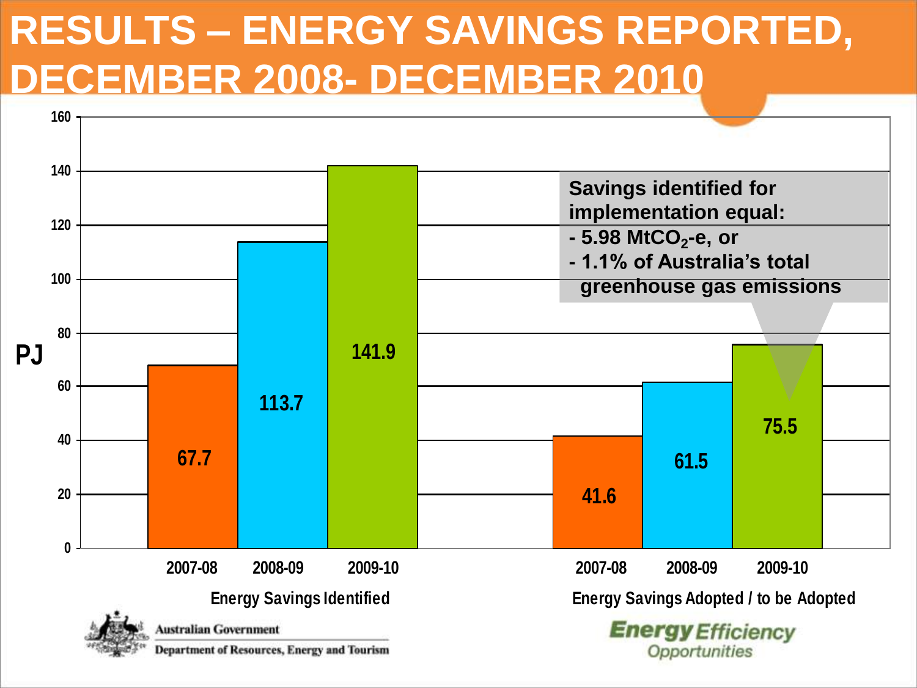# RESULTS – ENERGY SAVINGS REPORTED, DECEMBER 2008- DECEMBER 2010

| PJ | 2007-08 | 2008-09 | 2009-10 |
| --- | --- | --- | --- |
| Energy Savings Identified | 67.7 | 113.7 | 141.9 |
| Energy Savings Adopted / to be Adopted | 41.6 | 61.5 | 75.5 |

**Savings identified for implementation equal:**

**- 5.98 Mt$CO_2$-e, or**

**- 1.1% of Australia's total greenhouse gas emissions**

Australian Government

Department of Resources, Energy and Tourism

Energy Efficiency Opportunities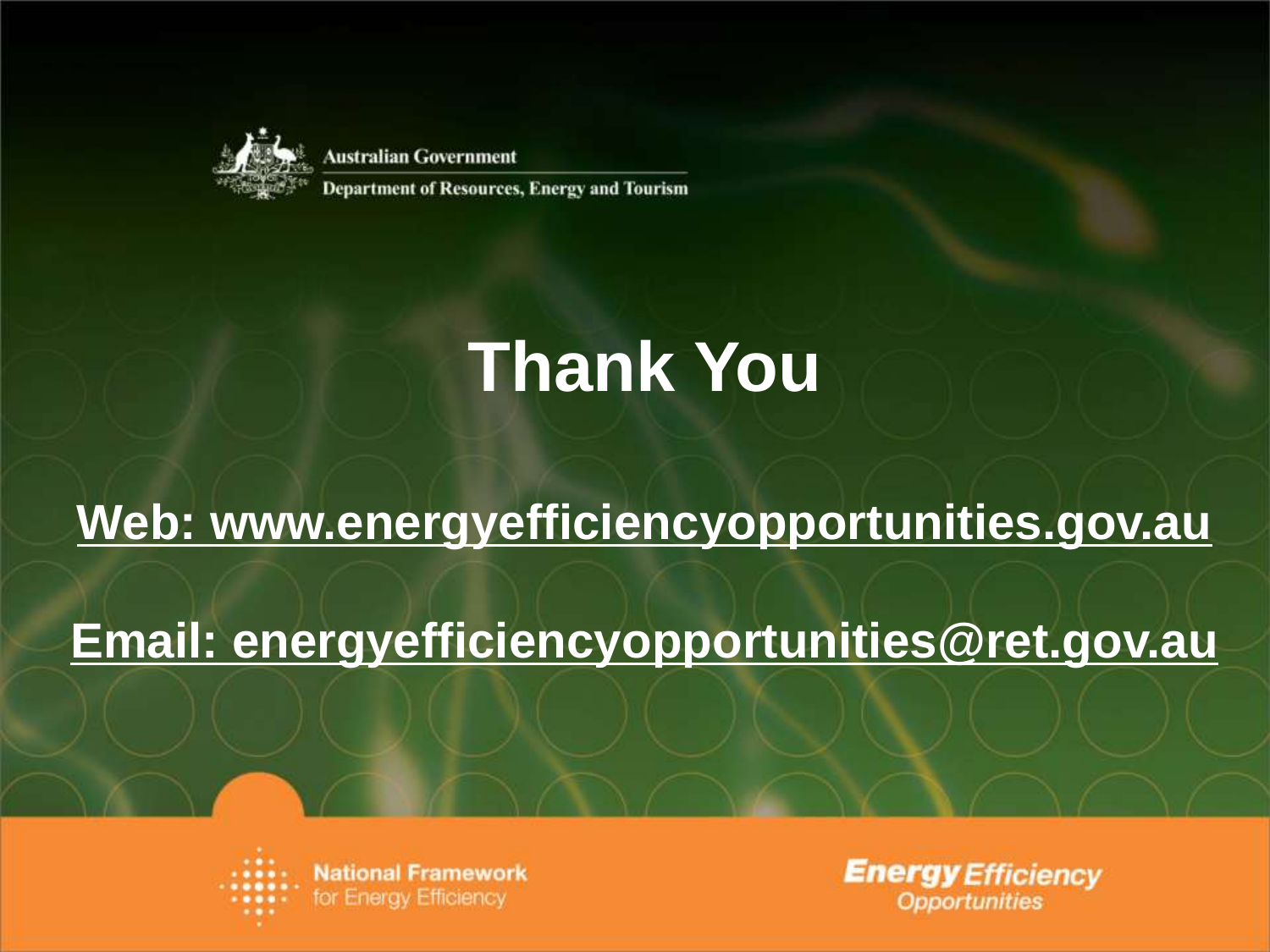Australian Government

Department of Resources, Energy and Tourism

# Thank You

**Web: www.energyefficiencyopportunities.gov.au**

**Email: energyefficiencyopportunities@ret.gov.au**

National Framework for Energy Efficiency

Energy Efficiency Opportunities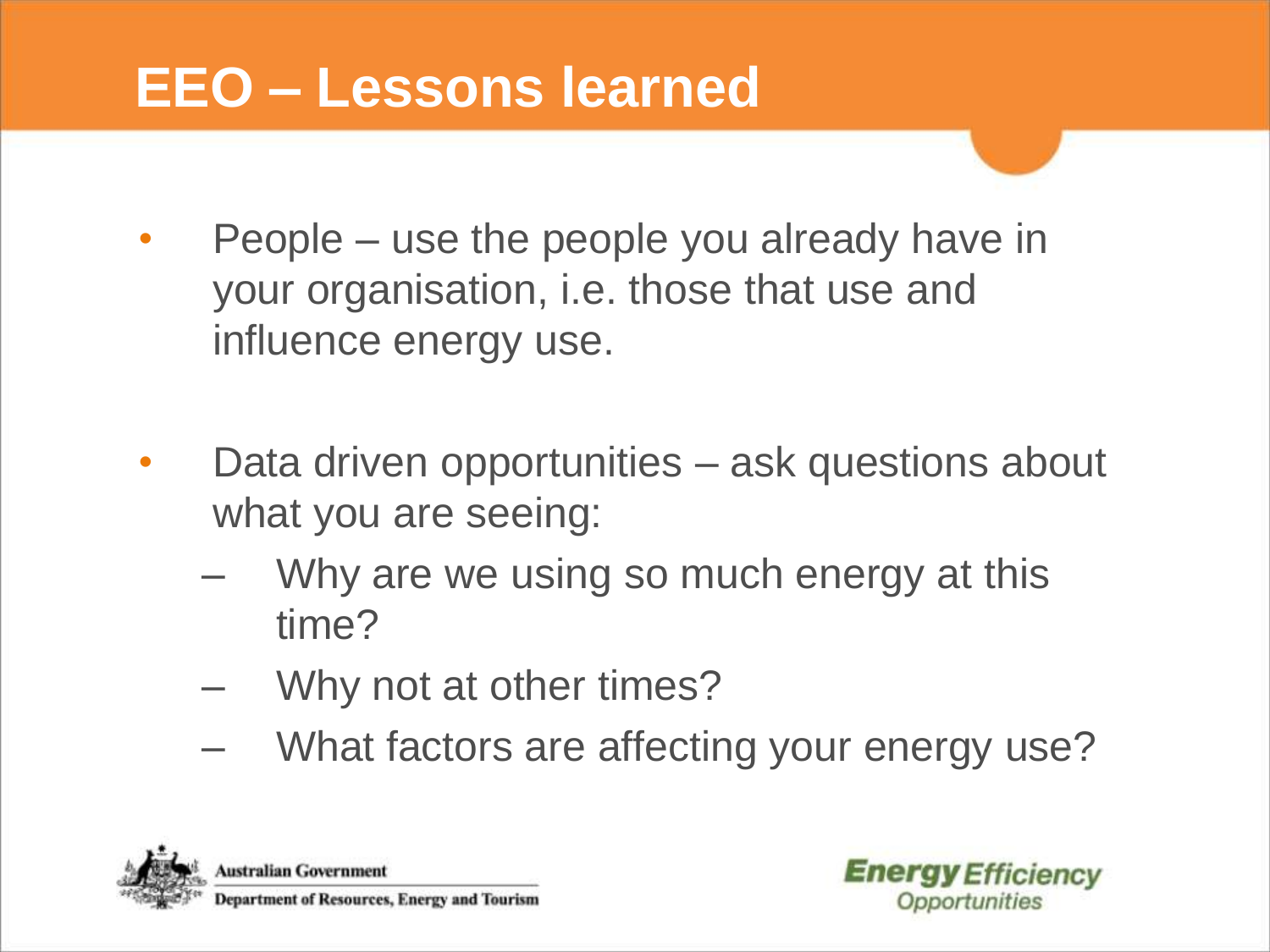# EEO – Lessons learned

- People – use the people you already have in your organisation, i.e. those that use and influence energy use.

- Data driven opportunities – ask questions about what you are seeing:
  - Why are we using so much energy at this time?
  - Why not at other times?
  - What factors are affecting your energy use?

Australian Government
Department of Resources, Energy and Tourism

Energy Efficiency Opportunities